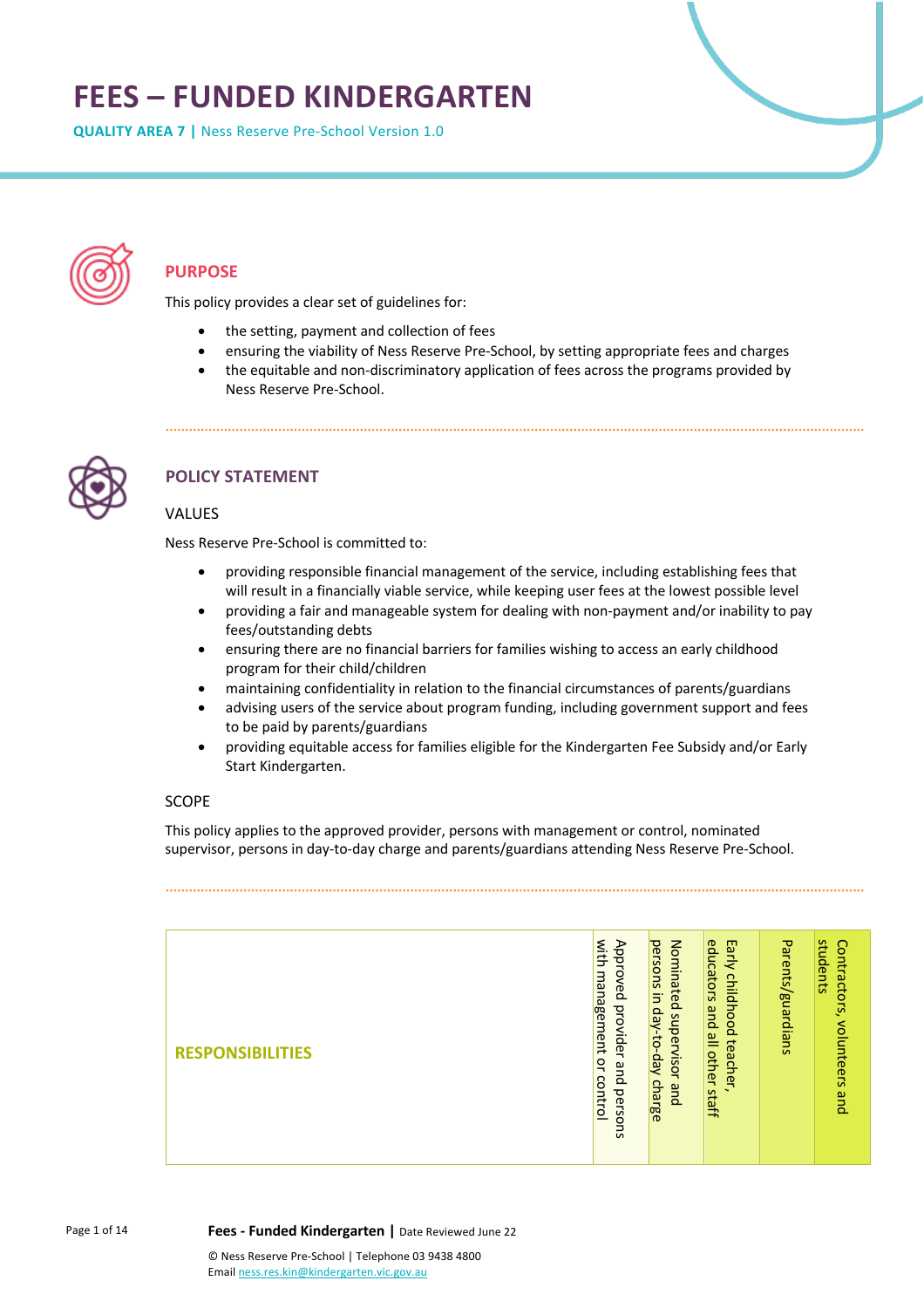# FEES – FUNDED KINDERGARTEN

**QUALITY AREA 7 |** Ness Reserve Pre-School Version 1.0

## PURPOSE

This policy provides a clear set of guidelines for:

- the setting, payment and collection of fees
- ensuring the viability of Ness Reserve Pre-School, by setting appropriate fees and charges
- the equitable and non-discriminatory application of fees across the programs provided by Ness Reserve Pre-School.

## POLICY STATEMENT

### VALUES

Ness Reserve Pre-School is committed to:

- providing responsible financial management of the service, including establishing fees that will result in a financially viable service, while keeping user fees at the lowest possible level
- providing a fair and manageable system for dealing with non-payment and/or inability to pay fees/outstanding debts
- ensuring there are no financial barriers for families wishing to access an early childhood program for their child/children
- maintaining confidentiality in relation to the financial circumstances of parents/guardians
- advising users of the service about program funding, including government support and fees to be paid by parents/guardians
- providing equitable access for families eligible for the Kindergarten Fee Subsidy and/or Early Start Kindergarten.

### SCOPE

This policy applies to the approved provider, persons with management or control, nominated supervisor, persons in day-to-day charge and parents/guardians attending Ness Reserve Pre-School.

| RESPONSIBILITIES | Approved provider and persons with management or control | Nominated supervisor and persons in day-to-day charge | Early childhood teacher, educators and all other staff | Parents/guardians | Contractors, volunteers and students |
|---|---|---|---|---|---|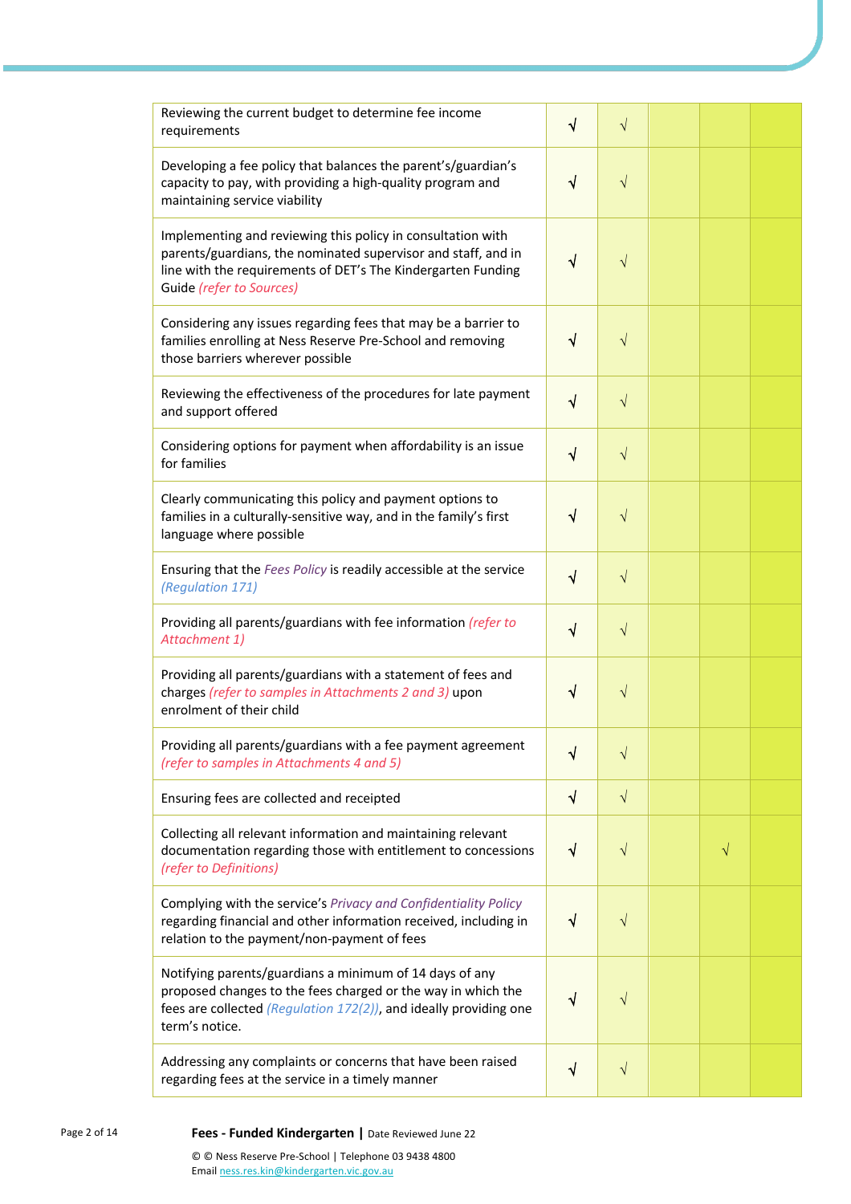| | | | | | |
|---|---|---|---|---|---|
| Reviewing the current budget to determine fee income requirements | √ | √ | | | |
| Developing a fee policy that balances the parent's/guardian's capacity to pay, with providing a high-quality program and maintaining service viability | √ | √ | | | |
| Implementing and reviewing this policy in consultation with parents/guardians, the nominated supervisor and staff, and in line with the requirements of DET's The Kindergarten Funding Guide *(refer to Sources)* | √ | √ | | | |
| Considering any issues regarding fees that may be a barrier to families enrolling at Ness Reserve Pre-School and removing those barriers wherever possible | √ | √ | | | |
| Reviewing the effectiveness of the procedures for late payment and support offered | √ | √ | | | |
| Considering options for payment when affordability is an issue for families | √ | √ | | | |
| Clearly communicating this policy and payment options to families in a culturally-sensitive way, and in the family's first language where possible | √ | √ | | | |
| Ensuring that the *Fees Policy* is readily accessible at the service *(Regulation 171)* | √ | √ | | | |
| Providing all parents/guardians with fee information *(refer to Attachment 1)* | √ | √ | | | |
| Providing all parents/guardians with a statement of fees and charges *(refer to samples in Attachments 2 and 3)* upon enrolment of their child | √ | √ | | | |
| Providing all parents/guardians with a fee payment agreement *(refer to samples in Attachments 4 and 5)* | √ | √ | | | |
| Ensuring fees are collected and receipted | √ | √ | | | |
| Collecting all relevant information and maintaining relevant documentation regarding those with entitlement to concessions *(refer to Definitions)* | √ | √ | | √ | |
| Complying with the service's *Privacy and Confidentiality Policy* regarding financial and other information received, including in relation to the payment/non-payment of fees | √ | √ | | | |
| Notifying parents/guardians a minimum of 14 days of any proposed changes to the fees charged or the way in which the fees are collected *(Regulation 172(2))*, and ideally providing one term's notice. | √ | √ | | | |
| Addressing any complaints or concerns that have been raised regarding fees at the service in a timely manner | √ | √ | | | |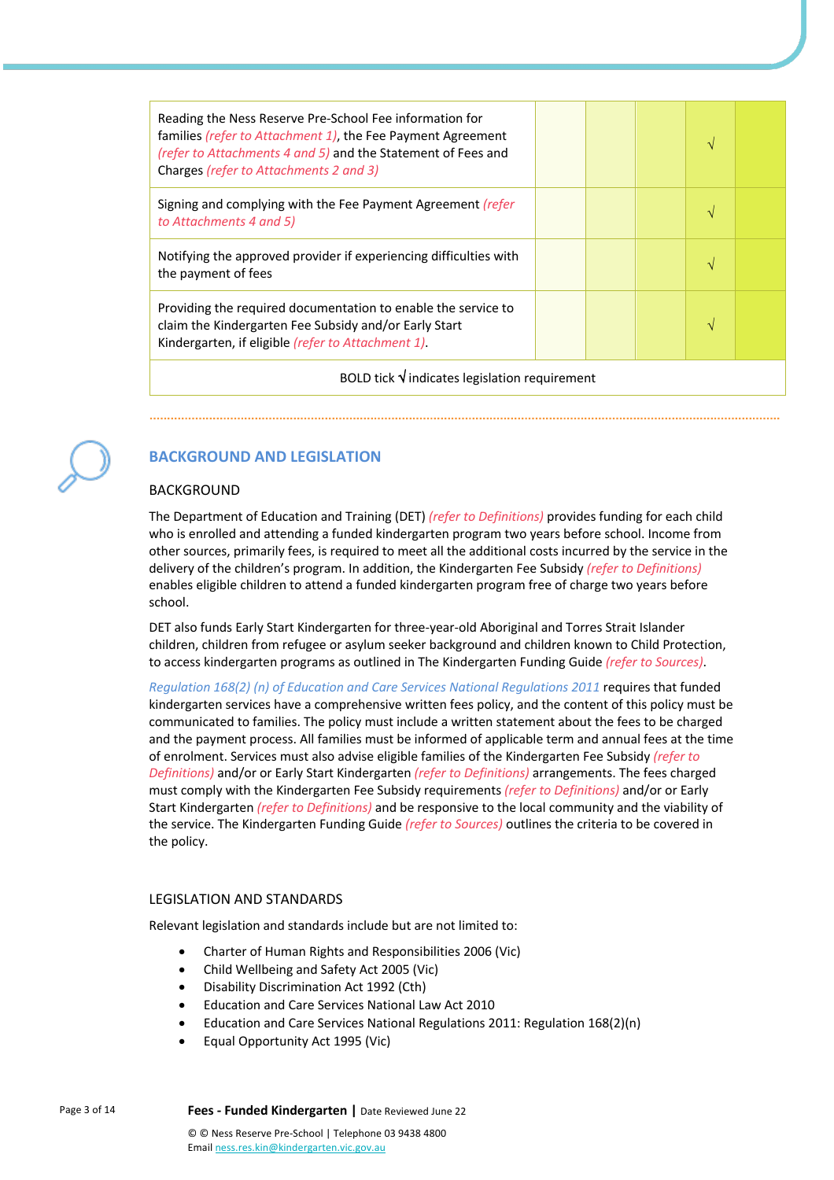| | | | | | |
|---|---|---|---|---|---|
| Reading the Ness Reserve Pre-School Fee information for families *(refer to Attachment 1)*, the Fee Payment Agreement *(refer to Attachments 4 and 5)* and the Statement of Fees and Charges *(refer to Attachments 2 and 3)* | | | | √ | |
| Signing and complying with the Fee Payment Agreement *(refer to Attachments 4 and 5)* | | | | √ | |
| Notifying the approved provider if experiencing difficulties with the payment of fees | | | | √ | |
| Providing the required documentation to enable the service to claim the Kindergarten Fee Subsidy and/or Early Start Kindergarten, if eligible *(refer to Attachment 1)*. | | | | √ | |
| BOLD tick √ indicates legislation requirement | | | | | |

## BACKGROUND AND LEGISLATION

### BACKGROUND

The Department of Education and Training (DET) *(refer to Definitions)* provides funding for each child who is enrolled and attending a funded kindergarten program two years before school. Income from other sources, primarily fees, is required to meet all the additional costs incurred by the service in the delivery of the children's program. In addition, the Kindergarten Fee Subsidy *(refer to Definitions)* enables eligible children to attend a funded kindergarten program free of charge two years before school.

DET also funds Early Start Kindergarten for three-year-old Aboriginal and Torres Strait Islander children, children from refugee or asylum seeker background and children known to Child Protection, to access kindergarten programs as outlined in The Kindergarten Funding Guide *(refer to Sources)*.

*Regulation 168(2) (n) of Education and Care Services National Regulations 2011* requires that funded kindergarten services have a comprehensive written fees policy, and the content of this policy must be communicated to families. The policy must include a written statement about the fees to be charged and the payment process. All families must be informed of applicable term and annual fees at the time of enrolment. Services must also advise eligible families of the Kindergarten Fee Subsidy *(refer to Definitions)* and/or or Early Start Kindergarten *(refer to Definitions)* arrangements. The fees charged must comply with the Kindergarten Fee Subsidy requirements *(refer to Definitions)* and/or or Early Start Kindergarten *(refer to Definitions)* and be responsive to the local community and the viability of the service. The Kindergarten Funding Guide *(refer to Sources)* outlines the criteria to be covered in the policy.

### LEGISLATION AND STANDARDS

Relevant legislation and standards include but are not limited to:

- Charter of Human Rights and Responsibilities 2006 (Vic)
- Child Wellbeing and Safety Act 2005 (Vic)
- Disability Discrimination Act 1992 (Cth)
- Education and Care Services National Law Act 2010
- Education and Care Services National Regulations 2011: Regulation 168(2)(n)
- Equal Opportunity Act 1995 (Vic)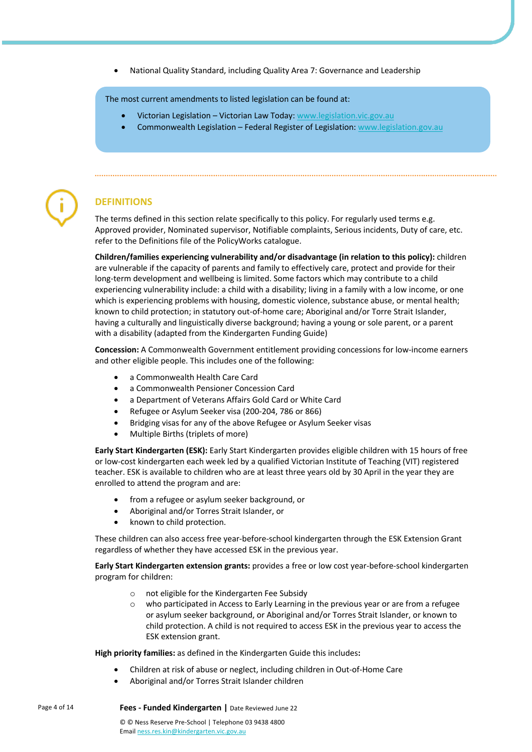- National Quality Standard, including Quality Area 7: Governance and Leadership

The most current amendments to listed legislation can be found at:

- Victorian Legislation – Victorian Law Today: www.legislation.vic.gov.au
- Commonwealth Legislation – Federal Register of Legislation: www.legislation.gov.au

## DEFINITIONS

The terms defined in this section relate specifically to this policy. For regularly used terms e.g. Approved provider, Nominated supervisor, Notifiable complaints, Serious incidents, Duty of care, etc. refer to the Definitions file of the PolicyWorks catalogue.

**Children/families experiencing vulnerability and/or disadvantage (in relation to this policy):** children are vulnerable if the capacity of parents and family to effectively care, protect and provide for their long-term development and wellbeing is limited. Some factors which may contribute to a child experiencing vulnerability include: a child with a disability; living in a family with a low income, or one which is experiencing problems with housing, domestic violence, substance abuse, or mental health; known to child protection; in statutory out-of-home care; Aboriginal and/or Torre Strait Islander, having a culturally and linguistically diverse background; having a young or sole parent, or a parent with a disability (adapted from the Kindergarten Funding Guide)

**Concession:** A Commonwealth Government entitlement providing concessions for low-income earners and other eligible people. This includes one of the following:

- a Commonwealth Health Care Card
- a Commonwealth Pensioner Concession Card
- a Department of Veterans Affairs Gold Card or White Card
- Refugee or Asylum Seeker visa (200-204, 786 or 866)
- Bridging visas for any of the above Refugee or Asylum Seeker visas
- Multiple Births (triplets of more)

**Early Start Kindergarten (ESK):** Early Start Kindergarten provides eligible children with 15 hours of free or low-cost kindergarten each week led by a qualified Victorian Institute of Teaching (VIT) registered teacher. ESK is available to children who are at least three years old by 30 April in the year they are enrolled to attend the program and are:

- from a refugee or asylum seeker background, or
- Aboriginal and/or Torres Strait Islander, or
- known to child protection.

These children can also access free year-before-school kindergarten through the ESK Extension Grant regardless of whether they have accessed ESK in the previous year.

**Early Start Kindergarten extension grants:** provides a free or low cost year-before-school kindergarten program for children:

- not eligible for the Kindergarten Fee Subsidy
- who participated in Access to Early Learning in the previous year or are from a refugee or asylum seeker background, or Aboriginal and/or Torres Strait Islander, or known to child protection. A child is not required to access ESK in the previous year to access the ESK extension grant.

**High priority families:** as defined in the Kindergarten Guide this includes**:**

- Children at risk of abuse or neglect, including children in Out-of-Home Care
- Aboriginal and/or Torres Strait Islander children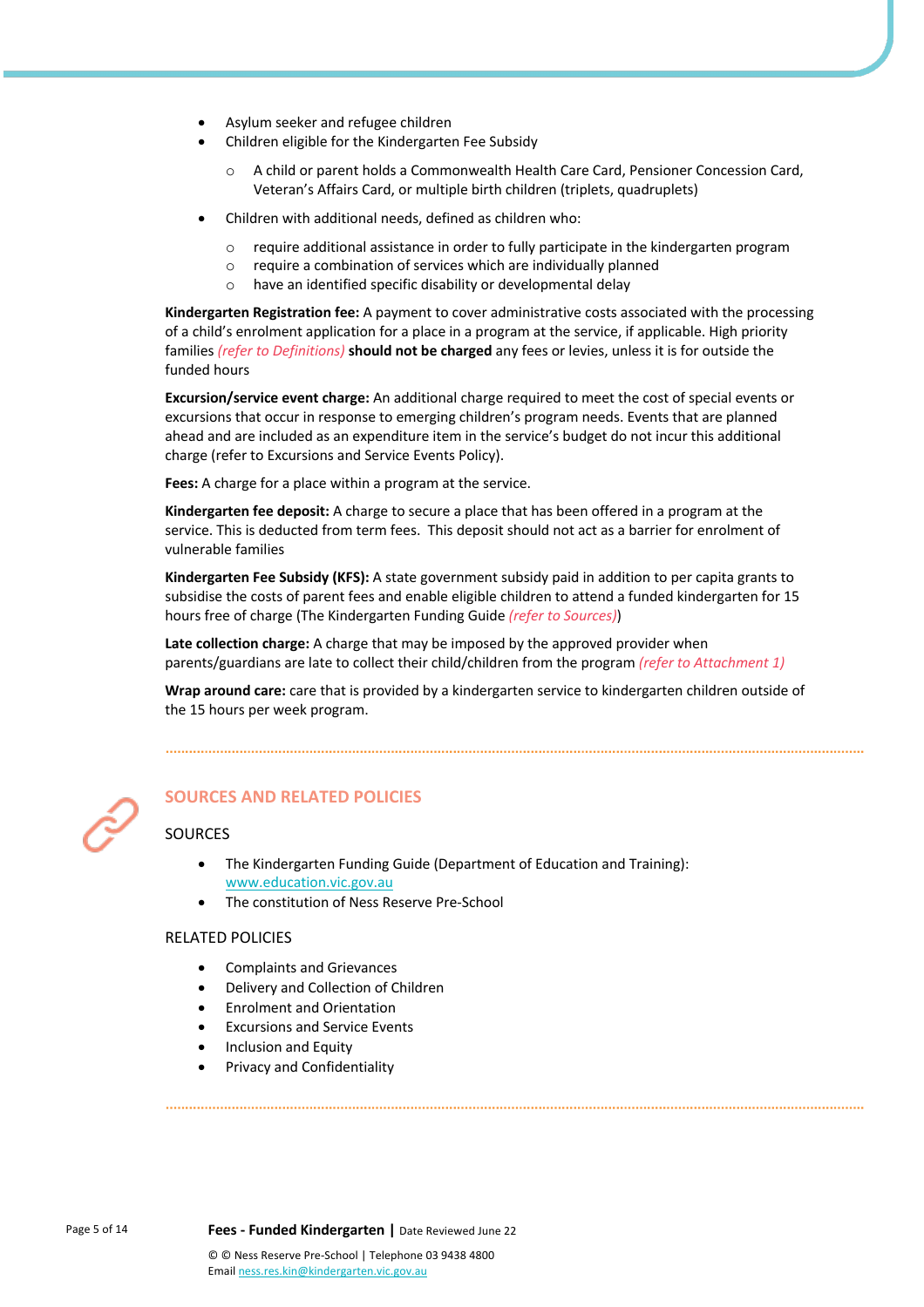- Asylum seeker and refugee children
- Children eligible for the Kindergarten Fee Subsidy
  - A child or parent holds a Commonwealth Health Care Card, Pensioner Concession Card, Veteran's Affairs Card, or multiple birth children (triplets, quadruplets)
- Children with additional needs, defined as children who:
  - require additional assistance in order to fully participate in the kindergarten program
  - require a combination of services which are individually planned
  - have an identified specific disability or developmental delay

**Kindergarten Registration fee:** A payment to cover administrative costs associated with the processing of a child's enrolment application for a place in a program at the service, if applicable. High priority families *(refer to Definitions)* **should not be charged** any fees or levies, unless it is for outside the funded hours

**Excursion/service event charge:** An additional charge required to meet the cost of special events or excursions that occur in response to emerging children's program needs. Events that are planned ahead and are included as an expenditure item in the service's budget do not incur this additional charge (refer to Excursions and Service Events Policy).

**Fees:** A charge for a place within a program at the service.

**Kindergarten fee deposit:** A charge to secure a place that has been offered in a program at the service. This is deducted from term fees. This deposit should not act as a barrier for enrolment of vulnerable families

**Kindergarten Fee Subsidy (KFS):** A state government subsidy paid in addition to per capita grants to subsidise the costs of parent fees and enable eligible children to attend a funded kindergarten for 15 hours free of charge (The Kindergarten Funding Guide *(refer to Sources)*)

**Late collection charge:** A charge that may be imposed by the approved provider when parents/guardians are late to collect their child/children from the program *(refer to Attachment 1)*

**Wrap around care:** care that is provided by a kindergarten service to kindergarten children outside of the 15 hours per week program.

## SOURCES AND RELATED POLICIES

### SOURCES

- The Kindergarten Funding Guide (Department of Education and Training): www.education.vic.gov.au
- The constitution of Ness Reserve Pre-School

### RELATED POLICIES

- Complaints and Grievances
- Delivery and Collection of Children
- Enrolment and Orientation
- Excursions and Service Events
- Inclusion and Equity
- Privacy and Confidentiality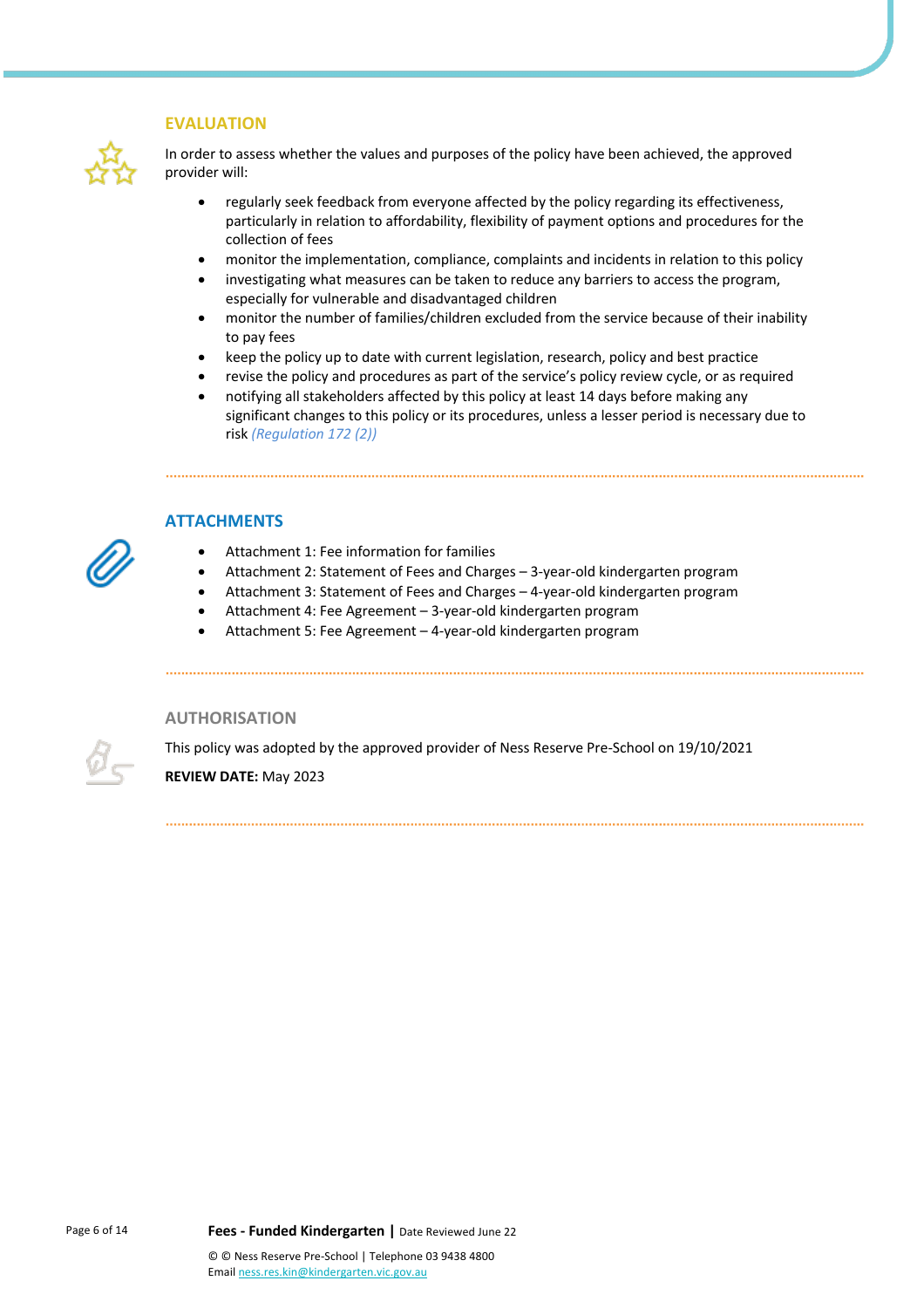## EVALUATION

In order to assess whether the values and purposes of the policy have been achieved, the approved provider will:

- regularly seek feedback from everyone affected by the policy regarding its effectiveness, particularly in relation to affordability, flexibility of payment options and procedures for the collection of fees
- monitor the implementation, compliance, complaints and incidents in relation to this policy
- investigating what measures can be taken to reduce any barriers to access the program, especially for vulnerable and disadvantaged children
- monitor the number of families/children excluded from the service because of their inability to pay fees
- keep the policy up to date with current legislation, research, policy and best practice
- revise the policy and procedures as part of the service's policy review cycle, or as required
- notifying all stakeholders affected by this policy at least 14 days before making any significant changes to this policy or its procedures, unless a lesser period is necessary due to risk *(Regulation 172 (2))*

## ATTACHMENTS

- Attachment 1: Fee information for families
- Attachment 2: Statement of Fees and Charges – 3-year-old kindergarten program
- Attachment 3: Statement of Fees and Charges – 4-year-old kindergarten program
- Attachment 4: Fee Agreement – 3-year-old kindergarten program
- Attachment 5: Fee Agreement – 4-year-old kindergarten program

## AUTHORISATION

This policy was adopted by the approved provider of Ness Reserve Pre-School on 19/10/2021

**REVIEW DATE:** May 2023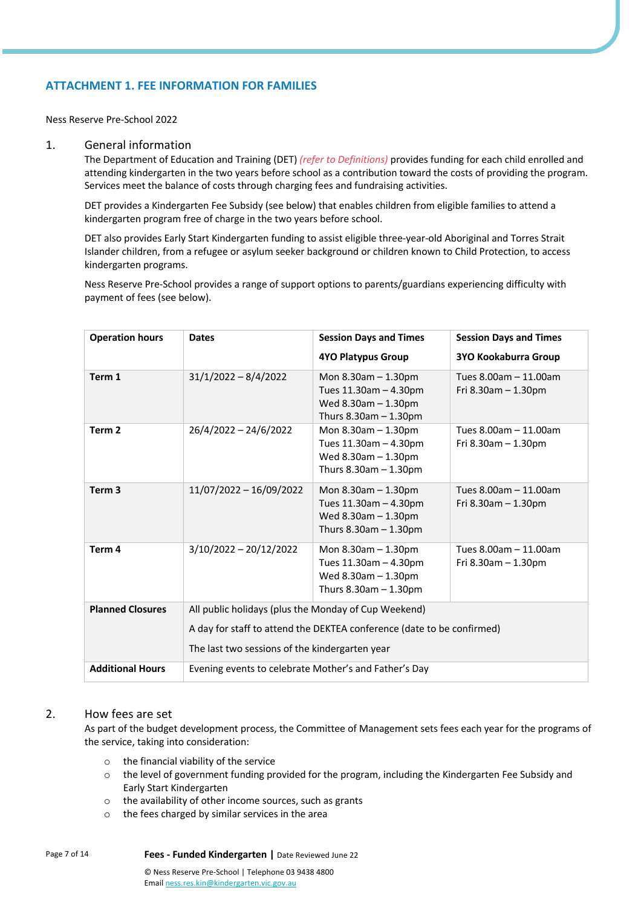## ATTACHMENT 1. FEE INFORMATION FOR FAMILIES

Ness Reserve Pre-School 2022

### 1. General information

The Department of Education and Training (DET) *(refer to Definitions)* provides funding for each child enrolled and attending kindergarten in the two years before school as a contribution toward the costs of providing the program. Services meet the balance of costs through charging fees and fundraising activities.

DET provides a Kindergarten Fee Subsidy (see below) that enables children from eligible families to attend a kindergarten program free of charge in the two years before school.

DET also provides Early Start Kindergarten funding to assist eligible three-year-old Aboriginal and Torres Strait Islander children, from a refugee or asylum seeker background or children known to Child Protection, to access kindergarten programs.

Ness Reserve Pre-School provides a range of support options to parents/guardians experiencing difficulty with payment of fees (see below).

| Operation hours | Dates | Session Days and Times<br>4YO Platypus Group | Session Days and Times<br>3YO Kookaburra Group |
|---|---|---|---|
| **Term 1** | 31/1/2022 – 8/4/2022 | Mon 8.30am – 1.30pm<br>Tues 11.30am – 4.30pm<br>Wed 8.30am – 1.30pm<br>Thurs 8.30am – 1.30pm | Tues 8.00am – 11.00am<br>Fri 8.30am – 1.30pm |
| **Term 2** | 26/4/2022 – 24/6/2022 | Mon 8.30am – 1.30pm<br>Tues 11.30am – 4.30pm<br>Wed 8.30am – 1.30pm<br>Thurs 8.30am – 1.30pm | Tues 8.00am – 11.00am<br>Fri 8.30am – 1.30pm |
| **Term 3** | 11/07/2022 – 16/09/2022 | Mon 8.30am – 1.30pm<br>Tues 11.30am – 4.30pm<br>Wed 8.30am – 1.30pm<br>Thurs 8.30am – 1.30pm | Tues 8.00am – 11.00am<br>Fri 8.30am – 1.30pm |
| **Term 4** | 3/10/2022 – 20/12/2022 | Mon 8.30am – 1.30pm<br>Tues 11.30am – 4.30pm<br>Wed 8.30am – 1.30pm<br>Thurs 8.30am – 1.30pm | Tues 8.00am – 11.00am<br>Fri 8.30am – 1.30pm |
| **Planned Closures** | All public holidays (plus the Monday of Cup Weekend)<br>A day for staff to attend the DEKTEA conference (date to be confirmed)<br>The last two sessions of the kindergarten year | | |
| **Additional Hours** | Evening events to celebrate Mother's and Father's Day | | |

### 2. How fees are set

As part of the budget development process, the Committee of Management sets fees each year for the programs of the service, taking into consideration:

- the financial viability of the service
- the level of government funding provided for the program, including the Kindergarten Fee Subsidy and Early Start Kindergarten
- the availability of other income sources, such as grants
- the fees charged by similar services in the area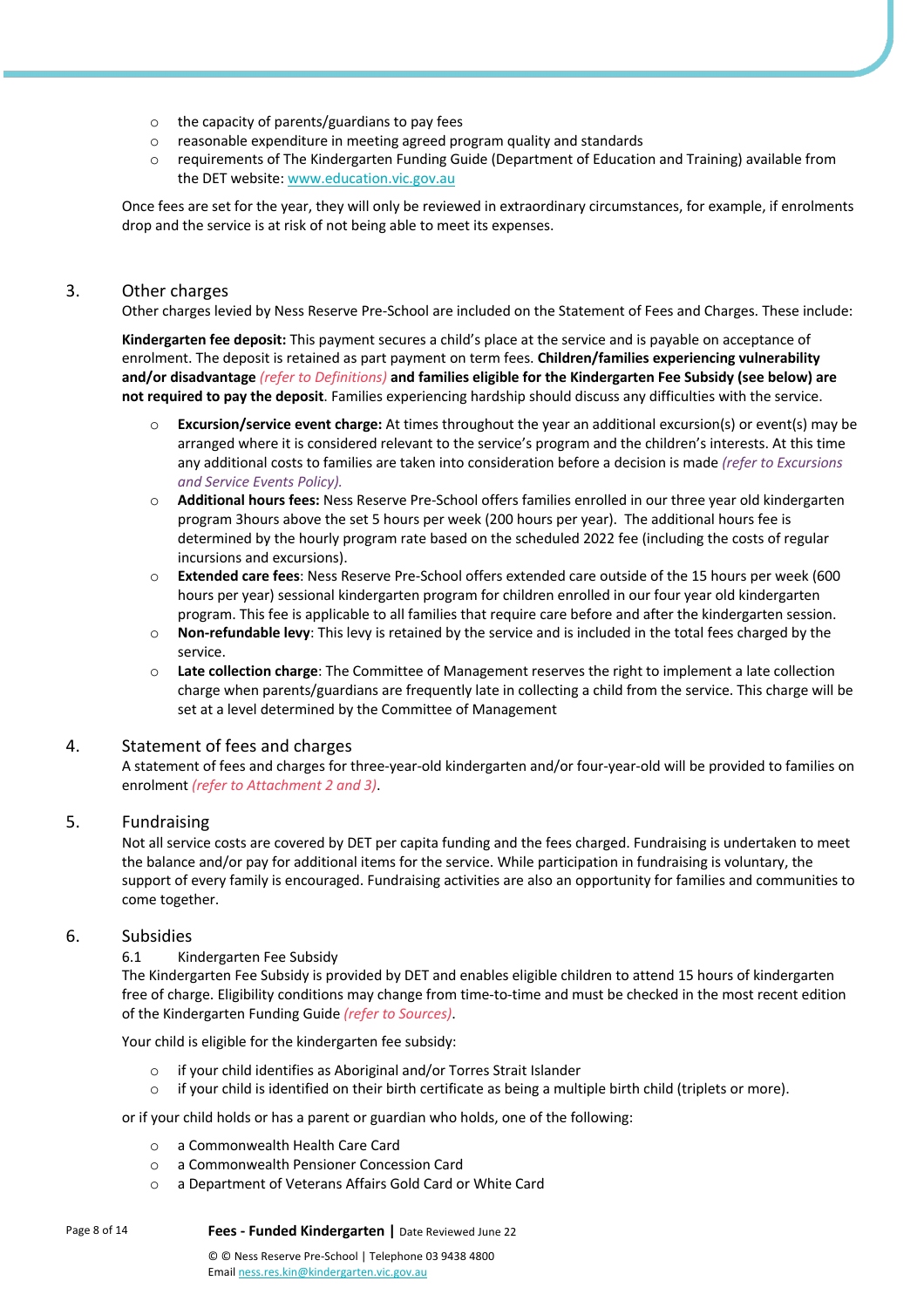- the capacity of parents/guardians to pay fees
- reasonable expenditure in meeting agreed program quality and standards
- requirements of The Kindergarten Funding Guide (Department of Education and Training) available from the DET website: www.education.vic.gov.au

Once fees are set for the year, they will only be reviewed in extraordinary circumstances, for example, if enrolments drop and the service is at risk of not being able to meet its expenses.

## 3. Other charges

Other charges levied by Ness Reserve Pre-School are included on the Statement of Fees and Charges. These include:

**Kindergarten fee deposit:** This payment secures a child's place at the service and is payable on acceptance of enrolment. The deposit is retained as part payment on term fees. **Children/families experiencing vulnerability and/or disadvantage** *(refer to Definitions)* **and families eligible for the Kindergarten Fee Subsidy (see below) are not required to pay the deposit**. Families experiencing hardship should discuss any difficulties with the service.

- **Excursion/service event charge:** At times throughout the year an additional excursion(s) or event(s) may be arranged where it is considered relevant to the service's program and the children's interests. At this time any additional costs to families are taken into consideration before a decision is made *(refer to Excursions and Service Events Policy).*
- **Additional hours fees:** Ness Reserve Pre-School offers families enrolled in our three year old kindergarten program 3hours above the set 5 hours per week (200 hours per year). The additional hours fee is determined by the hourly program rate based on the scheduled 2022 fee (including the costs of regular incursions and excursions).
- **Extended care fees**: Ness Reserve Pre-School offers extended care outside of the 15 hours per week (600 hours per year) sessional kindergarten program for children enrolled in our four year old kindergarten program. This fee is applicable to all families that require care before and after the kindergarten session.
- **Non-refundable levy**: This levy is retained by the service and is included in the total fees charged by the service.
- **Late collection charge**: The Committee of Management reserves the right to implement a late collection charge when parents/guardians are frequently late in collecting a child from the service. This charge will be set at a level determined by the Committee of Management

## 4. Statement of fees and charges

A statement of fees and charges for three-year-old kindergarten and/or four-year-old will be provided to families on enrolment *(refer to Attachment 2 and 3)*.

## 5. Fundraising

Not all service costs are covered by DET per capita funding and the fees charged. Fundraising is undertaken to meet the balance and/or pay for additional items for the service. While participation in fundraising is voluntary, the support of every family is encouraged. Fundraising activities are also an opportunity for families and communities to come together.

## 6. Subsidies

### 6.1 Kindergarten Fee Subsidy

The Kindergarten Fee Subsidy is provided by DET and enables eligible children to attend 15 hours of kindergarten free of charge. Eligibility conditions may change from time-to-time and must be checked in the most recent edition of the Kindergarten Funding Guide *(refer to Sources)*.

Your child is eligible for the kindergarten fee subsidy:

- if your child identifies as Aboriginal and/or Torres Strait Islander
- if your child is identified on their birth certificate as being a multiple birth child (triplets or more).

or if your child holds or has a parent or guardian who holds, one of the following:

- a Commonwealth Health Care Card
- a Commonwealth Pensioner Concession Card
- a Department of Veterans Affairs Gold Card or White Card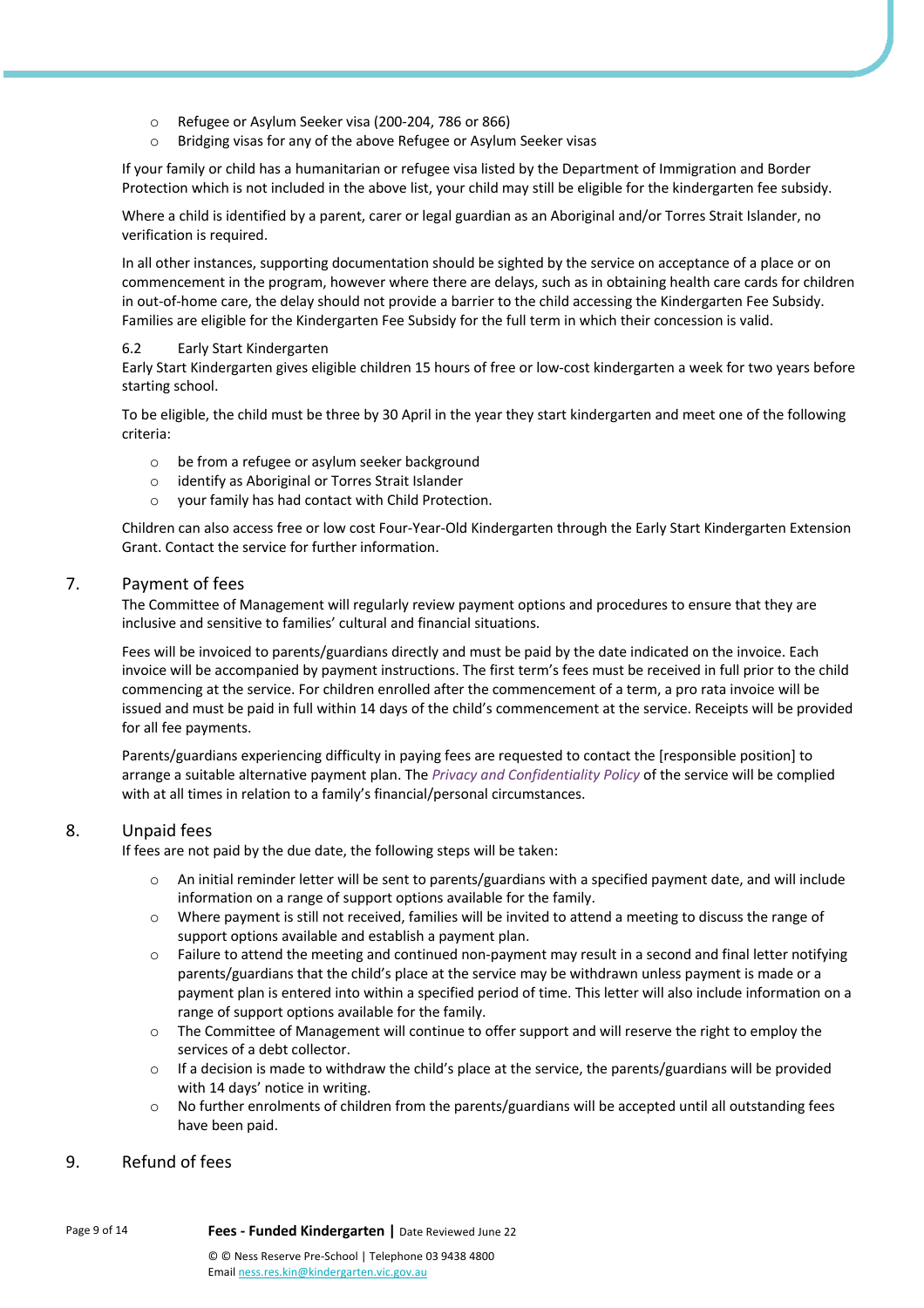- Refugee or Asylum Seeker visa (200-204, 786 or 866)
- Bridging visas for any of the above Refugee or Asylum Seeker visas

If your family or child has a humanitarian or refugee visa listed by the Department of Immigration and Border Protection which is not included in the above list, your child may still be eligible for the kindergarten fee subsidy.

Where a child is identified by a parent, carer or legal guardian as an Aboriginal and/or Torres Strait Islander, no verification is required.

In all other instances, supporting documentation should be sighted by the service on acceptance of a place or on commencement in the program, however where there are delays, such as in obtaining health care cards for children in out-of-home care, the delay should not provide a barrier to the child accessing the Kindergarten Fee Subsidy. Families are eligible for the Kindergarten Fee Subsidy for the full term in which their concession is valid.

### 6.2 Early Start Kindergarten

Early Start Kindergarten gives eligible children 15 hours of free or low-cost kindergarten a week for two years before starting school.

To be eligible, the child must be three by 30 April in the year they start kindergarten and meet one of the following criteria:

- be from a refugee or asylum seeker background
- identify as Aboriginal or Torres Strait Islander
- your family has had contact with Child Protection.

Children can also access free or low cost Four-Year-Old Kindergarten through the Early Start Kindergarten Extension Grant. Contact the service for further information.

## 7. Payment of fees

The Committee of Management will regularly review payment options and procedures to ensure that they are inclusive and sensitive to families' cultural and financial situations.

Fees will be invoiced to parents/guardians directly and must be paid by the date indicated on the invoice. Each invoice will be accompanied by payment instructions. The first term's fees must be received in full prior to the child commencing at the service. For children enrolled after the commencement of a term, a pro rata invoice will be issued and must be paid in full within 14 days of the child's commencement at the service. Receipts will be provided for all fee payments.

Parents/guardians experiencing difficulty in paying fees are requested to contact the [responsible position] to arrange a suitable alternative payment plan. The *Privacy and Confidentiality Policy* of the service will be complied with at all times in relation to a family's financial/personal circumstances.

## 8. Unpaid fees

If fees are not paid by the due date, the following steps will be taken:

- An initial reminder letter will be sent to parents/guardians with a specified payment date, and will include information on a range of support options available for the family.
- Where payment is still not received, families will be invited to attend a meeting to discuss the range of support options available and establish a payment plan.
- Failure to attend the meeting and continued non-payment may result in a second and final letter notifying parents/guardians that the child's place at the service may be withdrawn unless payment is made or a payment plan is entered into within a specified period of time. This letter will also include information on a range of support options available for the family.
- The Committee of Management will continue to offer support and will reserve the right to employ the services of a debt collector.
- If a decision is made to withdraw the child's place at the service, the parents/guardians will be provided with 14 days' notice in writing.
- No further enrolments of children from the parents/guardians will be accepted until all outstanding fees have been paid.

## 9. Refund of fees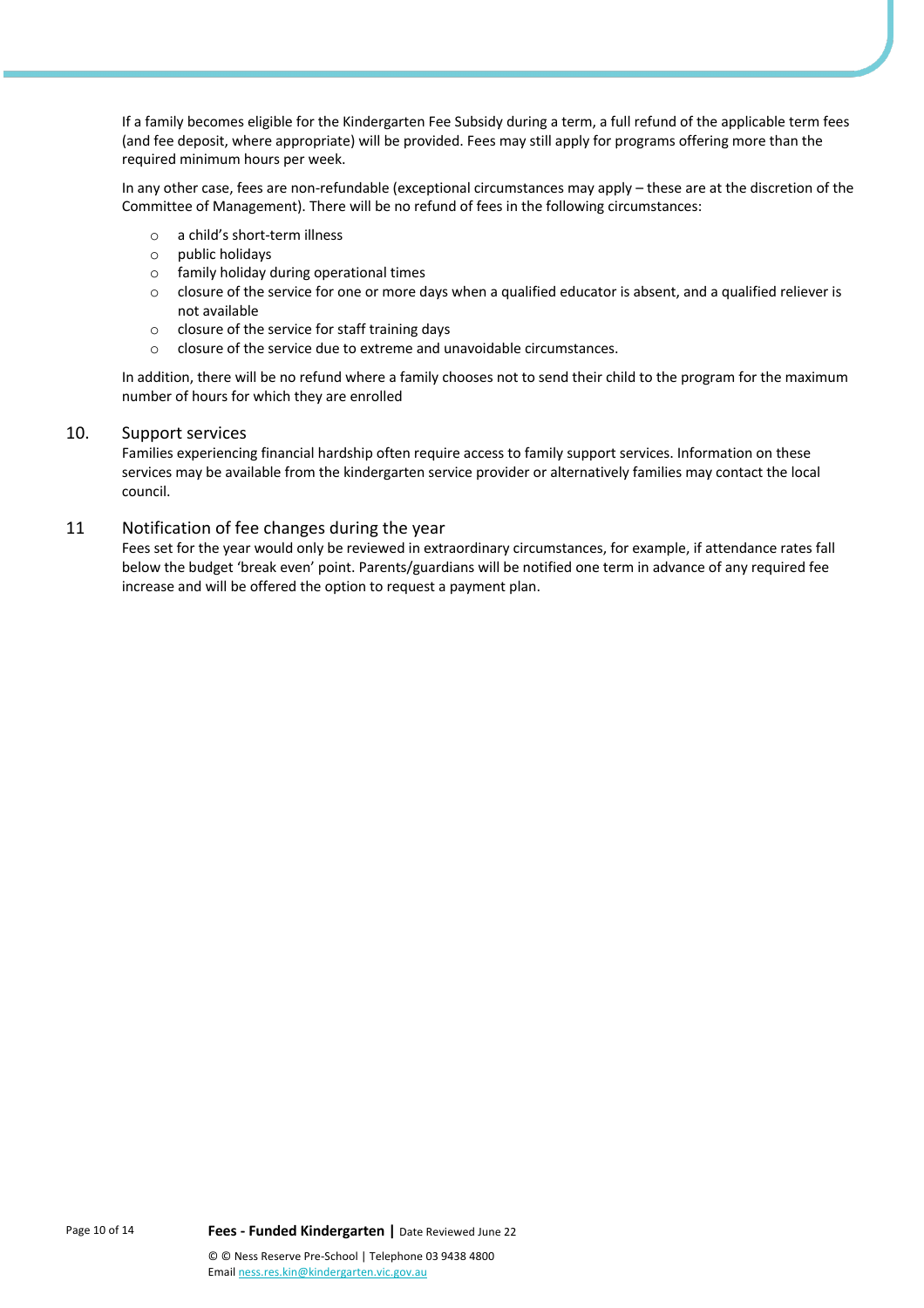If a family becomes eligible for the Kindergarten Fee Subsidy during a term, a full refund of the applicable term fees (and fee deposit, where appropriate) will be provided. Fees may still apply for programs offering more than the required minimum hours per week.

In any other case, fees are non-refundable (exceptional circumstances may apply – these are at the discretion of the Committee of Management). There will be no refund of fees in the following circumstances:

- a child's short-term illness
- public holidays
- family holiday during operational times
- closure of the service for one or more days when a qualified educator is absent, and a qualified reliever is not available
- closure of the service for staff training days
- closure of the service due to extreme and unavoidable circumstances.

In addition, there will be no refund where a family chooses not to send their child to the program for the maximum number of hours for which they are enrolled

## 10. Support services

Families experiencing financial hardship often require access to family support services. Information on these services may be available from the kindergarten service provider or alternatively families may contact the local council.

## 11 Notification of fee changes during the year

Fees set for the year would only be reviewed in extraordinary circumstances, for example, if attendance rates fall below the budget 'break even' point. Parents/guardians will be notified one term in advance of any required fee increase and will be offered the option to request a payment plan.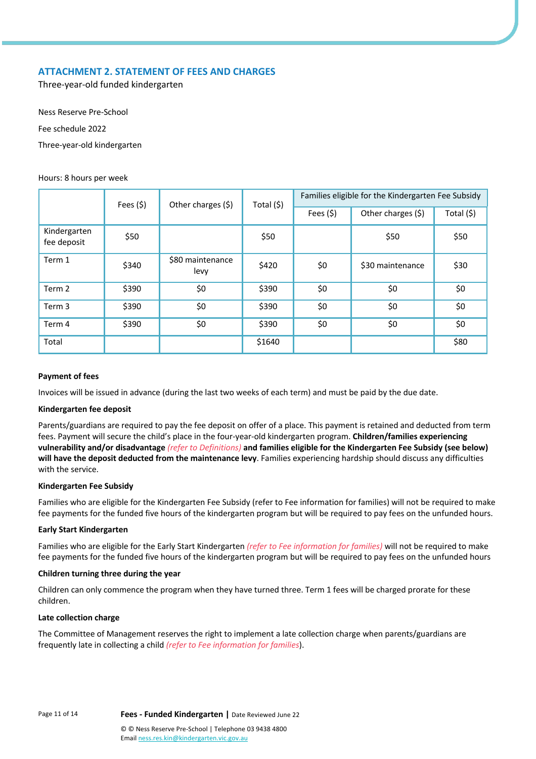## ATTACHMENT 2. STATEMENT OF FEES AND CHARGES

Three-year-old funded kindergarten

Ness Reserve Pre-School

Fee schedule 2022

Three-year-old kindergarten

Hours: 8 hours per week

| | Fees ($) | Other charges ($) | Total ($) | Families eligible for the Kindergarten Fee Subsidy | | |
|---|---|---|---|---|---|---|
| | | | | Fees ($) | Other charges ($) | Total ($) |
| Kindergarten fee deposit | $50 | | $50 | | $50 | $50 |
| Term 1 | $340 | $80 maintenance levy | $420 | $0 | $30 maintenance | $30 |
| Term 2 | $390 | $0 | $390 | $0 | $0 | $0 |
| Term 3 | $390 | $0 | $390 | $0 | $0 | $0 |
| Term 4 | $390 | $0 | $390 | $0 | $0 | $0 |
| Total | | | $1640 | | | $80 |

**Payment of fees**

Invoices will be issued in advance (during the last two weeks of each term) and must be paid by the due date.

**Kindergarten fee deposit**

Parents/guardians are required to pay the fee deposit on offer of a place. This payment is retained and deducted from term fees. Payment will secure the child's place in the four-year-old kindergarten program. **Children/families experiencing vulnerability and/or disadvantage** *(refer to Definitions)* **and families eligible for the Kindergarten Fee Subsidy (see below) will have the deposit deducted from the maintenance levy**. Families experiencing hardship should discuss any difficulties with the service.

**Kindergarten Fee Subsidy**

Families who are eligible for the Kindergarten Fee Subsidy (refer to Fee information for families) will not be required to make fee payments for the funded five hours of the kindergarten program but will be required to pay fees on the unfunded hours.

**Early Start Kindergarten**

Families who are eligible for the Early Start Kindergarten *(refer to Fee information for families)* will not be required to make fee payments for the funded five hours of the kindergarten program but will be required to pay fees on the unfunded hours

**Children turning three during the year**

Children can only commence the program when they have turned three. Term 1 fees will be charged prorate for these children.

**Late collection charge**

The Committee of Management reserves the right to implement a late collection charge when parents/guardians are frequently late in collecting a child *(refer to Fee information for families)*.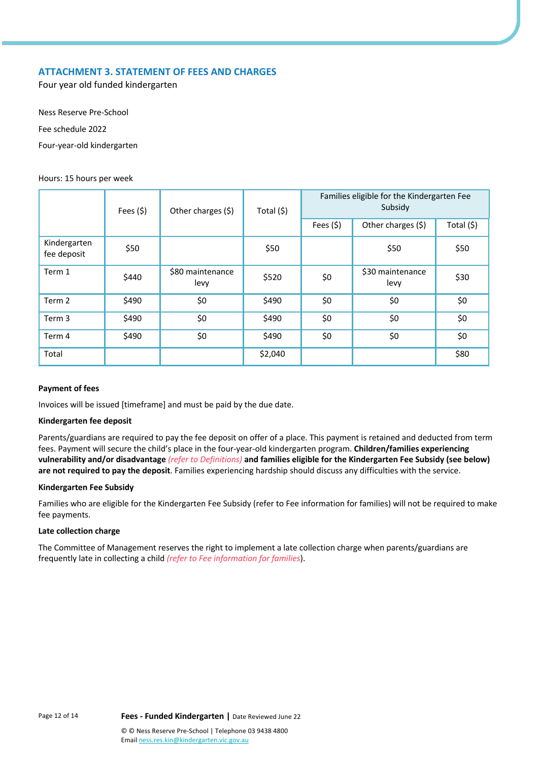## ATTACHMENT 3. STATEMENT OF FEES AND CHARGES

Four year old funded kindergarten

Ness Reserve Pre-School

Fee schedule 2022

Four-year-old kindergarten

Hours: 15 hours per week

| | Fees ($) | Other charges ($) | Total ($) | Families eligible for the Kindergarten Fee Subsidy | | |
|---|---|---|---|---|---|---|
| | | | | Fees ($) | Other charges ($) | Total ($) |
| Kindergarten fee deposit | $50 | | $50 | | $50 | $50 |
| Term 1 | $440 | $80 maintenance levy | $520 | $0 | $30 maintenance levy | $30 |
| Term 2 | $490 | $0 | $490 | $0 | $0 | $0 |
| Term 3 | $490 | $0 | $490 | $0 | $0 | $0 |
| Term 4 | $490 | $0 | $490 | $0 | $0 | $0 |
| Total | | | $2,040 | | | $80 |

**Payment of fees**

Invoices will be issued [timeframe] and must be paid by the due date.

**Kindergarten fee deposit**

Parents/guardians are required to pay the fee deposit on offer of a place. This payment is retained and deducted from term fees. Payment will secure the child's place in the four-year-old kindergarten program. **Children/families experiencing vulnerability and/or disadvantage** *(refer to Definitions)* **and families eligible for the Kindergarten Fee Subsidy (see below) are not required to pay the deposit**. Families experiencing hardship should discuss any difficulties with the service.

**Kindergarten Fee Subsidy**

Families who are eligible for the Kindergarten Fee Subsidy (refer to Fee information for families) will not be required to make fee payments.

**Late collection charge**

The Committee of Management reserves the right to implement a late collection charge when parents/guardians are frequently late in collecting a child *(refer to Fee information for families)*.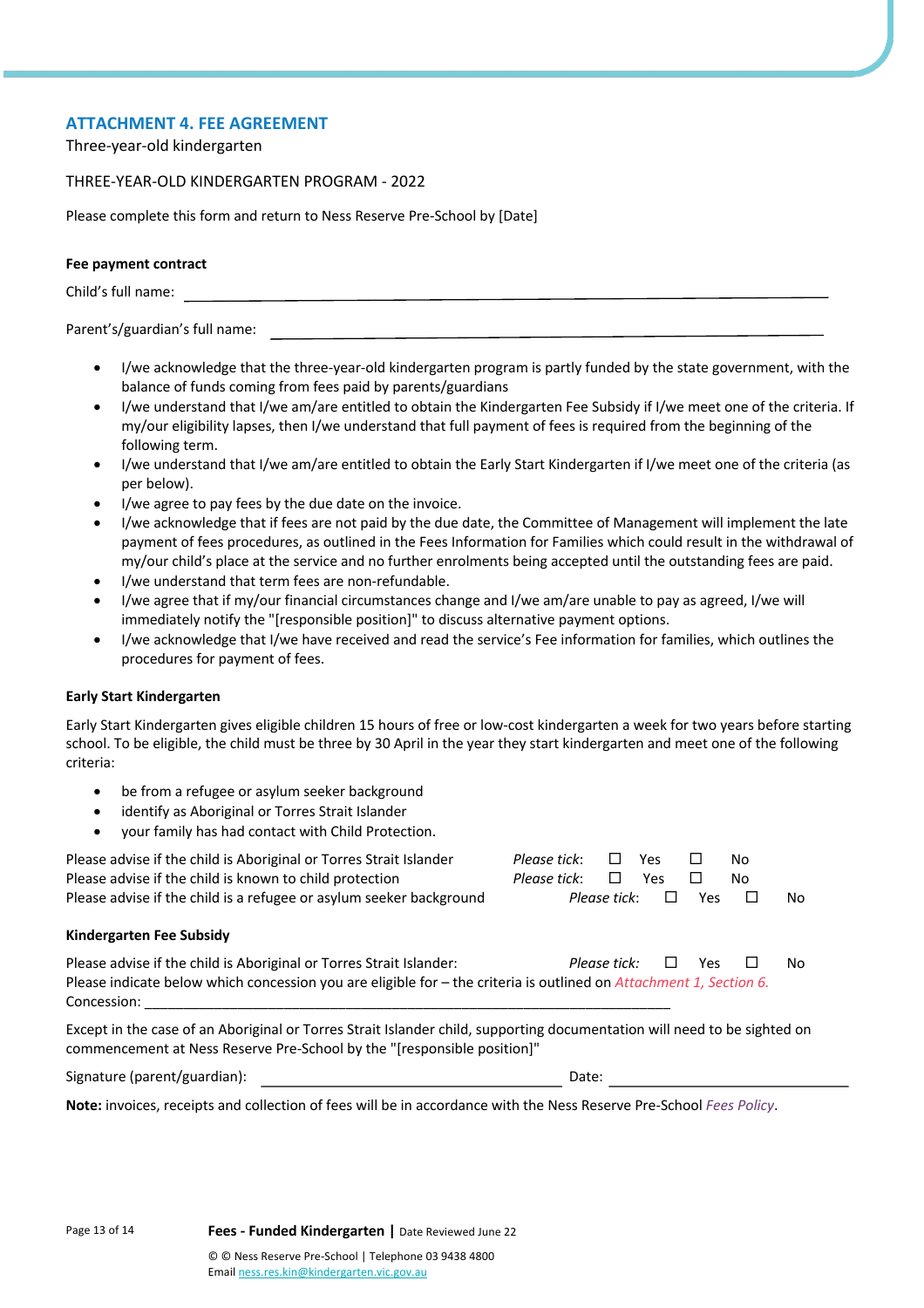## ATTACHMENT 4. FEE AGREEMENT

Three-year-old kindergarten

THREE-YEAR-OLD KINDERGARTEN PROGRAM - 2022

Please complete this form and return to Ness Reserve Pre-School by [Date]

**Fee payment contract**

Child's full name: ____________________________________________

Parent's/guardian's full name: ____________________________________________

- I/we acknowledge that the three-year-old kindergarten program is partly funded by the state government, with the balance of funds coming from fees paid by parents/guardians
- I/we understand that I/we am/are entitled to obtain the Kindergarten Fee Subsidy if I/we meet one of the criteria. If my/our eligibility lapses, then I/we understand that full payment of fees is required from the beginning of the following term.
- I/we understand that I/we am/are entitled to obtain the Early Start Kindergarten if I/we meet one of the criteria (as per below).
- I/we agree to pay fees by the due date on the invoice.
- I/we acknowledge that if fees are not paid by the due date, the Committee of Management will implement the late payment of fees procedures, as outlined in the Fees Information for Families which could result in the withdrawal of my/our child's place at the service and no further enrolments being accepted until the outstanding fees are paid.
- I/we understand that term fees are non-refundable.
- I/we agree that if my/our financial circumstances change and I/we am/are unable to pay as agreed, I/we will immediately notify the "[responsible position]" to discuss alternative payment options.
- I/we acknowledge that I/we have received and read the service's Fee information for families, which outlines the procedures for payment of fees.

**Early Start Kindergarten**

Early Start Kindergarten gives eligible children 15 hours of free or low-cost kindergarten a week for two years before starting school. To be eligible, the child must be three by 30 April in the year they start kindergarten and meet one of the following criteria:

- be from a refugee or asylum seeker background
- identify as Aboriginal or Torres Strait Islander
- your family has had contact with Child Protection.

Please advise if the child is Aboriginal or Torres Strait Islander *Please tick*: ☐ Yes ☐ No
Please advise if the child is known to child protection *Please tick*: ☐ Yes ☐ No
Please advise if the child is a refugee or asylum seeker background *Please tick*: ☐ Yes ☐ No

**Kindergarten Fee Subsidy**

Please advise if the child is Aboriginal or Torres Strait Islander: *Please tick*: ☐ Yes ☐ No
Please indicate below which concession you are eligible for – the criteria is outlined on *Attachment 1, Section 6.*
Concession: ____________________________________________

Except in the case of an Aboriginal or Torres Strait Islander child, supporting documentation will need to be sighted on commencement at Ness Reserve Pre-School by the "[responsible position]"

Signature (parent/guardian): ______________________________ Date: ____________________

**Note:** invoices, receipts and collection of fees will be in accordance with the Ness Reserve Pre-School *Fees Policy*.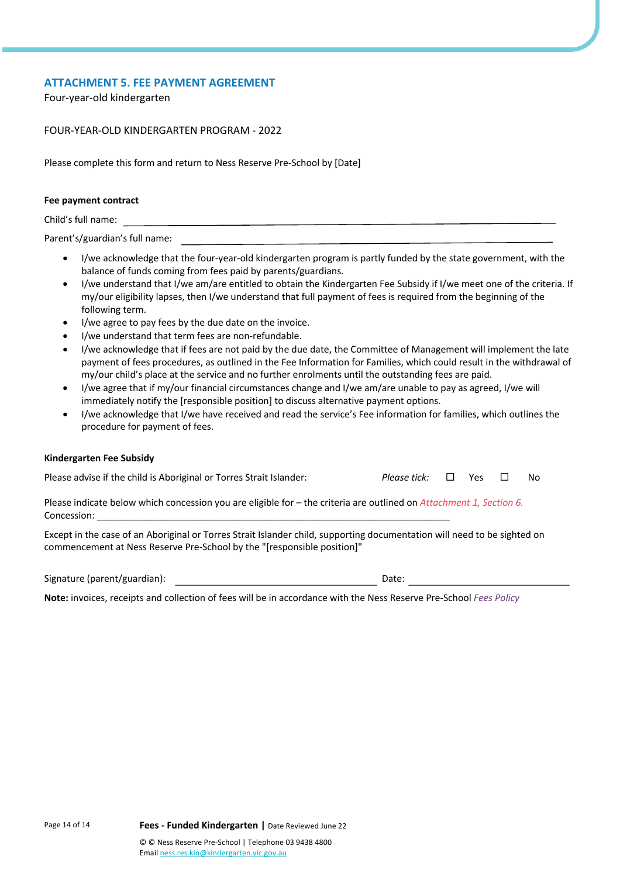## ATTACHMENT 5. FEE PAYMENT AGREEMENT

Four-year-old kindergarten

FOUR-YEAR-OLD KINDERGARTEN PROGRAM - 2022

Please complete this form and return to Ness Reserve Pre-School by [Date]

**Fee payment contract**

Child's full name: ______________________________________________

Parent's/guardian's full name: ______________________________________________

- I/we acknowledge that the four-year-old kindergarten program is partly funded by the state government, with the balance of funds coming from fees paid by parents/guardians.
- I/we understand that I/we am/are entitled to obtain the Kindergarten Fee Subsidy if I/we meet one of the criteria. If my/our eligibility lapses, then I/we understand that full payment of fees is required from the beginning of the following term.
- I/we agree to pay fees by the due date on the invoice.
- I/we understand that term fees are non-refundable.
- I/we acknowledge that if fees are not paid by the due date, the Committee of Management will implement the late payment of fees procedures, as outlined in the Fee Information for Families, which could result in the withdrawal of my/our child's place at the service and no further enrolments until the outstanding fees are paid.
- I/we agree that if my/our financial circumstances change and I/we am/are unable to pay as agreed, I/we will immediately notify the [responsible position] to discuss alternative payment options.
- I/we acknowledge that I/we have received and read the service's Fee information for families, which outlines the procedure for payment of fees.

**Kindergarten Fee Subsidy**

Please advise if the child is Aboriginal or Torres Strait Islander: *Please tick:* ☐ Yes ☐ No

Please indicate below which concession you are eligible for – the criteria are outlined on *Attachment 1, Section 6.*
Concession: ______________________________________________

Except in the case of an Aboriginal or Torres Strait Islander child, supporting documentation will need to be sighted on commencement at Ness Reserve Pre-School by the "[responsible position]"

Signature (parent/guardian): ____________________________ Date: ____________________

**Note:** invoices, receipts and collection of fees will be in accordance with the Ness Reserve Pre-School *Fees Policy*